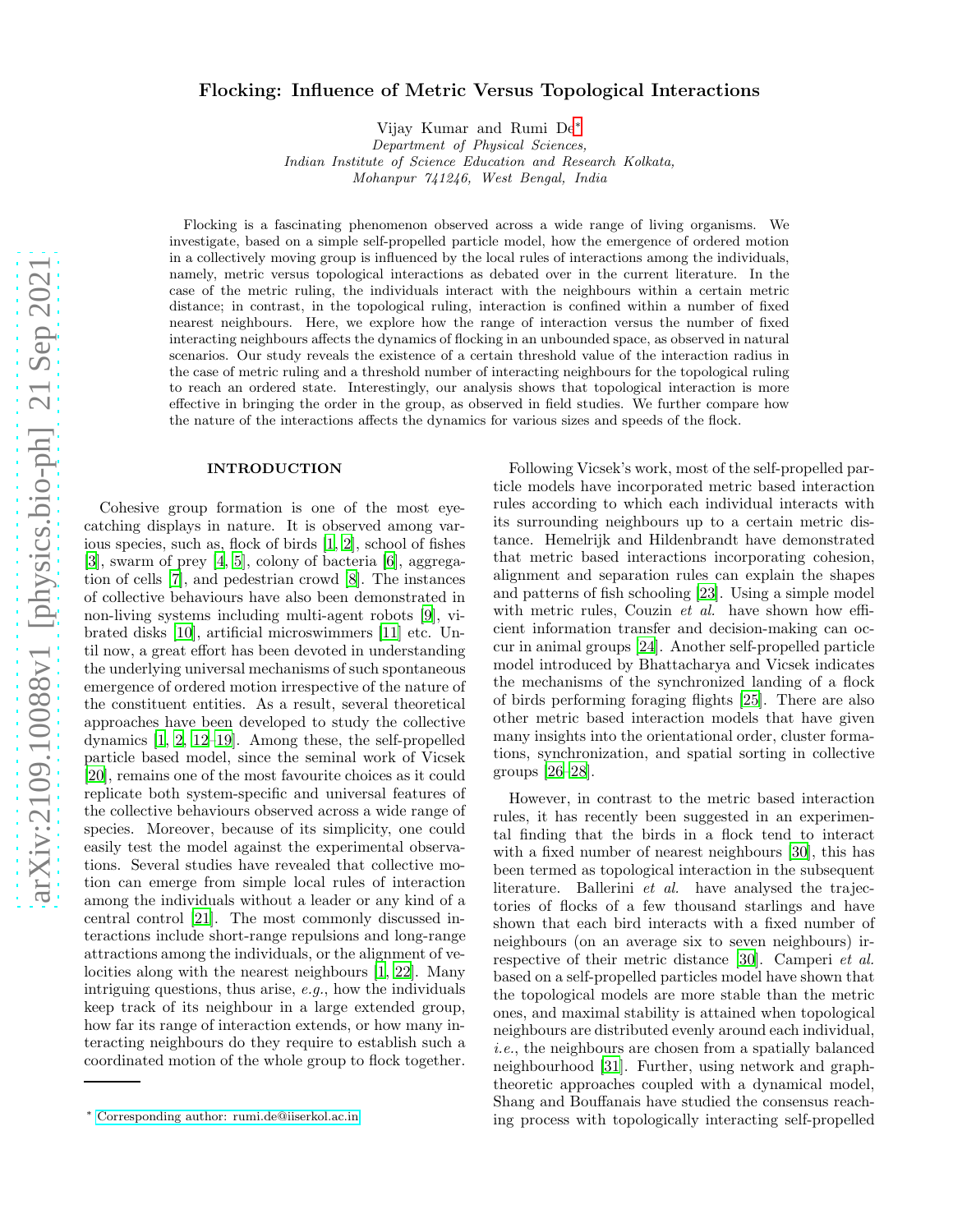# Flocking: Influence of Metric Versus Topological Interactions

Vijay Kumar and Rumi De[*]

*Department of Physical Sciences,*
*Indian Institute of Science Education and Research Kolkata,*
*Mohanpur 741246, West Bengal, India*

Flocking is a fascinating phenomenon observed across a wide range of living organisms. We investigate, based on a simple self-propelled particle model, how the emergence of ordered motion in a collectively moving group is influenced by the local rules of interactions among the individuals, namely, metric versus topological interactions as debated over in the current literature. In the case of the metric ruling, the individuals interact with the neighbours within a certain metric distance; in contrast, in the topological ruling, interaction is confined within a number of fixed nearest neighbours. Here, we explore how the range of interaction versus the number of fixed interacting neighbours affects the dynamics of flocking in an unbounded space, as observed in natural scenarios. Our study reveals the existence of a certain threshold value of the interaction radius in the case of metric ruling and a threshold number of interacting neighbours for the topological ruling to reach an ordered state. Interestingly, our analysis shows that topological interaction is more effective in bringing the order in the group, as observed in field studies. We further compare how the nature of the interactions affects the dynamics for various sizes and speeds of the flock.

## INTRODUCTION

Cohesive group formation is one of the most eye-catching displays in nature. It is observed among various species, such as, flock of birds [1, 2], school of fishes [3], swarm of prey [4, 5], colony of bacteria [6], aggregation of cells [7], and pedestrian crowd [8]. The instances of collective behaviours have also been demonstrated in non-living systems including multi-agent robots [9], vibrated disks [10], artificial microswimmers [11] etc. Until now, a great effort has been devoted in understanding the underlying universal mechanisms of such spontaneous emergence of ordered motion irrespective of the nature of the constituent entities. As a result, several theoretical approaches have been developed to study the collective dynamics [1, 2, 12–19]. Among these, the self-propelled particle based model, since the seminal work of Vicsek [20], remains one of the most favourite choices as it could replicate both system-specific and universal features of the collective behaviours observed across a wide range of species. Moreover, because of its simplicity, one could easily test the model against the experimental observations. Several studies have revealed that collective motion can emerge from simple local rules of interaction among the individuals without a leader or any kind of a central control [21]. The most commonly discussed interactions include short-range repulsions and long-range attractions among the individuals, or the alignment of velocities along with the nearest neighbours [1, 22]. Many intriguing questions, thus arise, *e.g.*, how the individuals keep track of its neighbour in a large extended group, how far its range of interaction extends, or how many interacting neighbours do they require to establish such a coordinated motion of the whole group to flock together.

Following Vicsek's work, most of the self-propelled particle models have incorporated metric based interaction rules according to which each individual interacts with its surrounding neighbours up to a certain metric distance. Hemelrijk and Hildenbrandt have demonstrated that metric based interactions incorporating cohesion, alignment and separation rules can explain the shapes and patterns of fish schooling [23]. Using a simple model with metric rules, Couzin *et al.* have shown how efficient information transfer and decision-making can occur in animal groups [24]. Another self-propelled particle model introduced by Bhattacharya and Vicsek indicates the mechanisms of the synchronized landing of a flock of birds performing foraging flights [25]. There are also other metric based interaction models that have given many insights into the orientational order, cluster formations, synchronization, and spatial sorting in collective groups [26–28].

However, in contrast to the metric based interaction rules, it has recently been suggested in an experimental finding that the birds in a flock tend to interact with a fixed number of nearest neighbours [30], this has been termed as topological interaction in the subsequent literature. Ballerini *et al.* have analysed the trajectories of flocks of a few thousand starlings and have shown that each bird interacts with a fixed number of neighbours (on an average six to seven neighbours) irrespective of their metric distance [30]. Camperi *et al.* based on a self-propelled particles model have shown that the topological models are more stable than the metric ones, and maximal stability is attained when topological neighbours are distributed evenly around each individual, *i.e.*, the neighbours are chosen from a spatially balanced neighbourhood [31]. Further, using network and graph-theoretic approaches coupled with a dynamical model, Shang and Bouffanais have studied the consensus reaching process with topologically interacting self-propelled

[*] Corresponding author: rumi.de@iiserkol.ac.in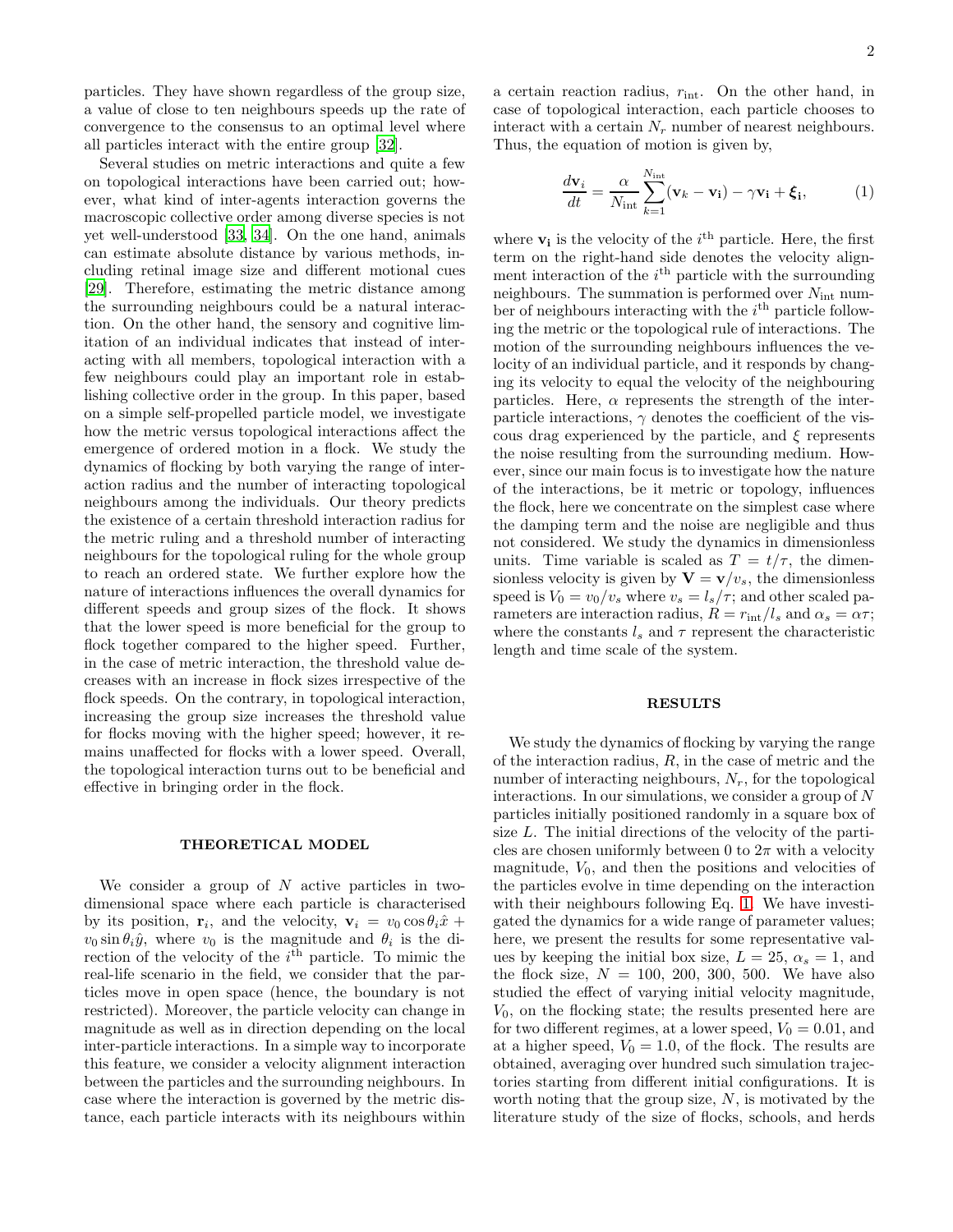particles. They have shown regardless of the group size, a value of close to ten neighbours speeds up the rate of convergence to the consensus to an optimal level where all particles interact with the entire group [32].

Several studies on metric interactions and quite a few on topological interactions have been carried out; however, what kind of inter-agents interaction governs the macroscopic collective order among diverse species is not yet well-understood [33, 34]. On the one hand, animals can estimate absolute distance by various methods, including retinal image size and different motional cues [29]. Therefore, estimating the metric distance among the surrounding neighbours could be a natural interaction. On the other hand, the sensory and cognitive limitation of an individual indicates that instead of interacting with all members, topological interaction with a few neighbours could play an important role in establishing collective order in the group. In this paper, based on a simple self-propelled particle model, we investigate how the metric versus topological interactions affect the emergence of ordered motion in a flock. We study the dynamics of flocking by both varying the range of interaction radius and the number of interacting topological neighbours among the individuals. Our theory predicts the existence of a certain threshold interaction radius for the metric ruling and a threshold number of interacting neighbours for the topological ruling for the whole group to reach an ordered state. We further explore how the nature of interactions influences the overall dynamics for different speeds and group sizes of the flock. It shows that the lower speed is more beneficial for the group to flock together compared to the higher speed. Further, in the case of metric interaction, the threshold value decreases with an increase in flock sizes irrespective of the flock speeds. On the contrary, in topological interaction, increasing the group size increases the threshold value for flocks moving with the higher speed; however, it remains unaffected for flocks with a lower speed. Overall, the topological interaction turns out to be beneficial and effective in bringing order in the flock.

## THEORETICAL MODEL

We consider a group of $N$ active particles in two-dimensional space where each particle is characterised by its position, $\mathbf{r}_i$, and the velocity, $\mathbf{v}_i = v_0 \cos\theta_i \hat{x} + v_0 \sin\theta_i \hat{y}$, where $v_0$ is the magnitude and $\theta_i$ is the direction of the velocity of the $i^{\text{th}}$ particle. To mimic the real-life scenario in the field, we consider that the particles move in open space (hence, the boundary is not restricted). Moreover, the particle velocity can change in magnitude as well as in direction depending on the local inter-particle interactions. In a simple way to incorporate this feature, we consider a velocity alignment interaction between the particles and the surrounding neighbours. In case where the interaction is governed by the metric distance, each particle interacts with its neighbours within a certain reaction radius, $r_{\text{int}}$. On the other hand, in case of topological interaction, each particle chooses to interact with a certain $N_r$ number of nearest neighbours. Thus, the equation of motion is given by,

$$\frac{d\mathbf{v}_i}{dt} = \frac{\alpha}{N_{\text{int}}} \sum_{k=1}^{N_{\text{int}}} (\mathbf{v}_k - \mathbf{v_i}) - \gamma \mathbf{v_i} + \boldsymbol{\xi}_{\mathbf{i}}, \tag{1}$$

where $\mathbf{v_i}$ is the velocity of the $i^{\text{th}}$ particle. Here, the first term on the right-hand side denotes the velocity alignment interaction of the $i^{\text{th}}$ particle with the surrounding neighbours. The summation is performed over $N_{\text{int}}$ number of neighbours interacting with the $i^{\text{th}}$ particle following the metric or the topological rule of interactions. The motion of the surrounding neighbours influences the velocity of an individual particle, and it responds by changing its velocity to equal the velocity of the neighbouring particles. Here, $\alpha$ represents the strength of the inter-particle interactions, $\gamma$ denotes the coefficient of the viscous drag experienced by the particle, and $\xi$ represents the noise resulting from the surrounding medium. However, since our main focus is to investigate how the nature of the interactions, be it metric or topology, influences the flock, here we concentrate on the simplest case where the damping term and the noise are negligible and thus not considered. We study the dynamics in dimensionless units. Time variable is scaled as $T = t/\tau$, the dimensionless velocity is given by $\mathbf{V} = \mathbf{v}/v_s$, the dimensionless speed is $V_0 = v_0/v_s$ where $v_s = l_s/\tau$; and other scaled parameters are interaction radius, $R = r_{\text{int}}/l_s$ and $\alpha_s = \alpha\tau$; where the constants $l_s$ and $\tau$ represent the characteristic length and time scale of the system.

## RESULTS

We study the dynamics of flocking by varying the range of the interaction radius, $R$, in the case of metric and the number of interacting neighbours, $N_r$, for the topological interactions. In our simulations, we consider a group of $N$ particles initially positioned randomly in a square box of size $L$. The initial directions of the velocity of the particles are chosen uniformly between 0 to $2\pi$ with a velocity magnitude, $V_0$, and then the positions and velocities of the particles evolve in time depending on the interaction with their neighbours following Eq. 1. We have investigated the dynamics for a wide range of parameter values; here, we present the results for some representative values by keeping the initial box size, $L = 25$, $\alpha_s = 1$, and the flock size, $N = 100, 200, 300, 500$. We have also studied the effect of varying initial velocity magnitude, $V_0$, on the flocking state; the results presented here are for two different regimes, at a lower speed, $V_0 = 0.01$, and at a higher speed, $V_0 = 1.0$, of the flock. The results are obtained, averaging over hundred such simulation trajectories starting from different initial configurations. It is worth noting that the group size, $N$, is motivated by the literature study of the size of flocks, schools, and herds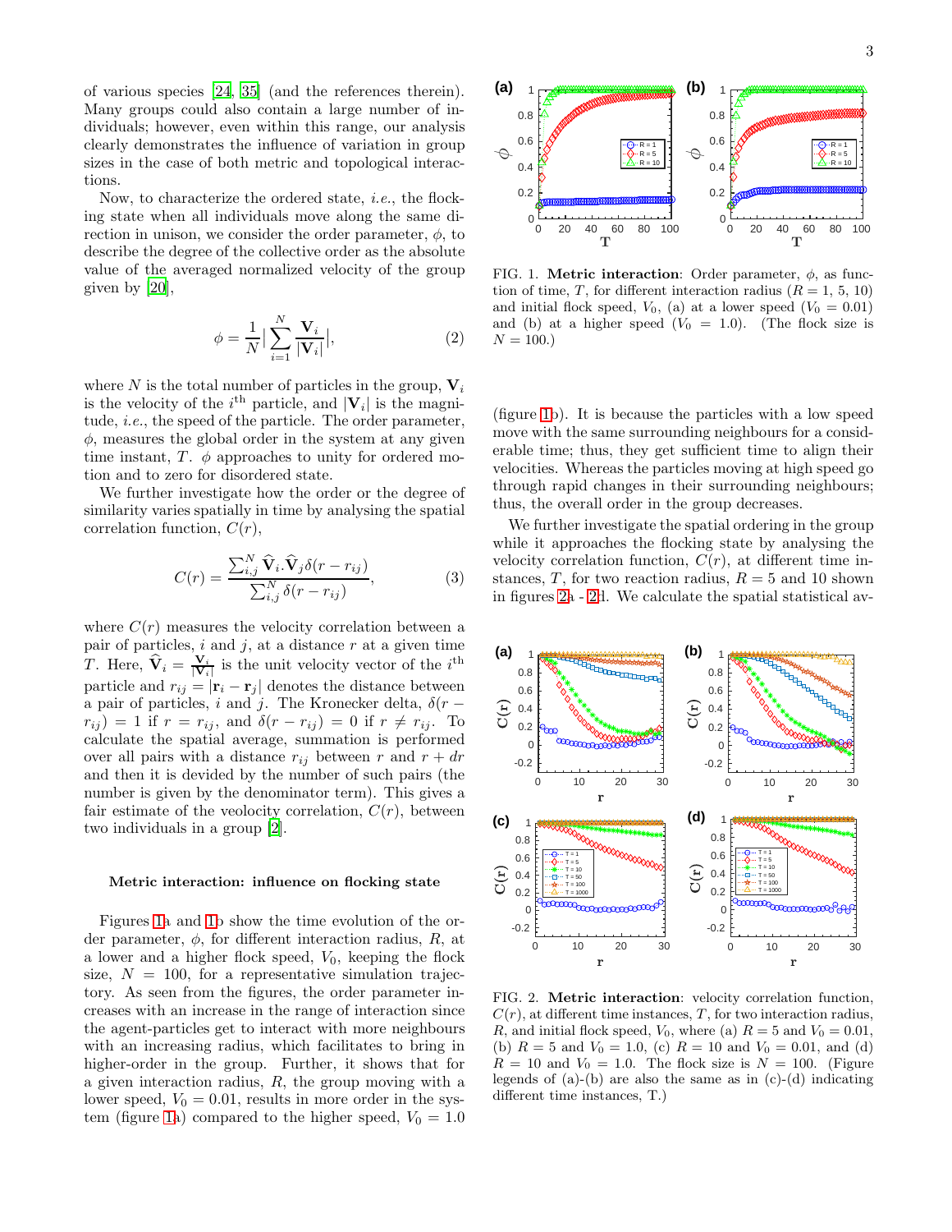of various species [24, 35] (and the references therein). Many groups could also contain a large number of individuals; however, even within this range, our analysis clearly demonstrates the influence of variation in group sizes in the case of both metric and topological interactions.

Now, to characterize the ordered state, *i.e.*, the flocking state when all individuals move along the same direction in unison, we consider the order parameter, $\phi$, to describe the degree of the collective order as the absolute value of the averaged normalized velocity of the group given by [20],

$$\phi = \frac{1}{N}\Big|\sum_{i=1}^{N}\frac{\mathbf{V}_i}{|\mathbf{V}_i|}\Big|, \tag{2}$$

where $N$ is the total number of particles in the group, $\mathbf{V}_i$ is the velocity of the $i^{\text{th}}$ particle, and $|\mathbf{V}_i|$ is the magnitude, *i.e.*, the speed of the particle. The order parameter, $\phi$, measures the global order in the system at any given time instant, $T$. $\phi$ approaches to unity for ordered motion and to zero for disordered state.

We further investigate how the order or the degree of similarity varies spatially in time by analysing the spatial correlation function, $C(r)$,

$$C(r) = \frac{\sum_{i,j}^{N}\widehat{\mathbf{V}}_i.\widehat{\mathbf{V}}_j\delta(r - r_{ij})}{\sum_{i,j}^{N}\delta(r - r_{ij})}, \tag{3}$$

where $C(r)$ measures the velocity correlation between a pair of particles, $i$ and $j$, at a distance $r$ at a given time $T$. Here, $\widehat{\mathbf{V}}_i = \frac{\mathbf{V}_i}{|\mathbf{V}_i|}$ is the unit velocity vector of the $i^{\text{th}}$ particle and $r_{ij} = |\mathbf{r}_i - \mathbf{r}_j|$ denotes the distance between a pair of particles, $i$ and $j$. The Kronecker delta, $\delta(r - r_{ij}) = 1$ if $r = r_{ij}$, and $\delta(r - r_{ij}) = 0$ if $r \neq r_{ij}$. To calculate the spatial average, summation is performed over all pairs with a distance $r_{ij}$ between $r$ and $r + dr$ and then it is devided by the number of such pairs (the number is given by the denominator term). This gives a fair estimate of the veolocity correlation, $C(r)$, between two individuals in a group [2].

### Metric interaction: influence on flocking state

Figures 1a and 1b show the time evolution of the order parameter, $\phi$, for different interaction radius, $R$, at a lower and a higher flock speed, $V_0$, keeping the flock size, $N = 100$, for a representative simulation trajectory. As seen from the figures, the order parameter increases with an increase in the range of interaction since the agent-particles get to interact with more neighbours with an increasing radius, which facilitates to bring in higher-order in the group. Further, it shows that for a given interaction radius, $R$, the group moving with a lower speed, $V_0 = 0.01$, results in more order in the system (figure 1a) compared to the higher speed, $V_0 = 1.0$ (figure 1b). It is because the particles with a low speed move with the same surrounding neighbours for a considerable time; thus, they get sufficient time to align their velocities. Whereas the particles moving at high speed go through rapid changes in their surrounding neighbours; thus, the overall order in the group decreases.

We further investigate the spatial ordering in the group while it approaches the flocking state by analysing the velocity correlation function, $C(r)$, at different time instances, $T$, for two reaction radius, $R = 5$ and 10 shown in figures 2a - 2d. We calculate the spatial statistical av-

FIG. 1. **Metric interaction**: Order parameter, $\phi$, as function of time, $T$, for different interaction radius ($R = 1$, 5, 10) and initial flock speed, $V_0$, (a) at a lower speed ($V_0 = 0.01$) and (b) at a higher speed ($V_0 = 1.0$). (The flock size is $N = 100$.)

FIG. 2. **Metric interaction**: velocity correlation function, $C(r)$, at different time instances, $T$, for two interaction radius, $R$, and initial flock speed, $V_0$, where (a) $R = 5$ and $V_0 = 0.01$, (b) $R = 5$ and $V_0 = 1.0$, (c) $R = 10$ and $V_0 = 0.01$, and (d) $R = 10$ and $V_0 = 1.0$. The flock size is $N = 100$. (Figure legends of (a)-(b) are also the same as in (c)-(d) indicating different time instances, T.)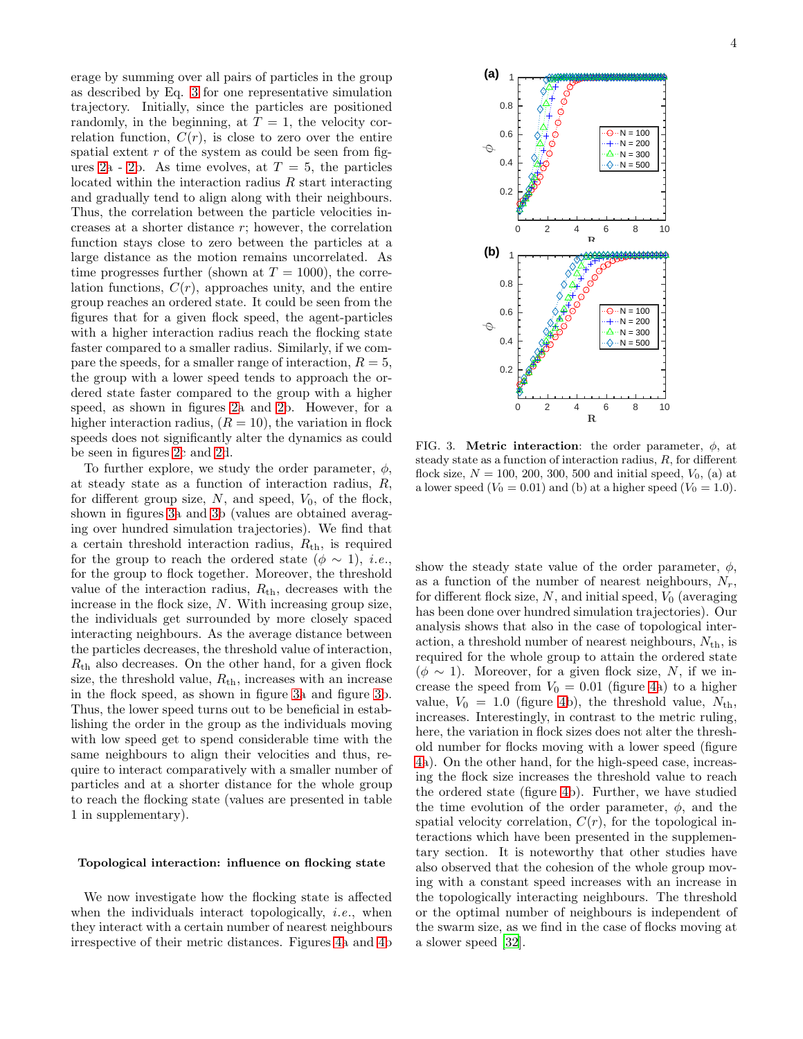erage by summing over all pairs of particles in the group as described by Eq. 3 for one representative simulation trajectory. Initially, since the particles are positioned randomly, in the beginning, at $T = 1$, the velocity correlation function, $C(r)$, is close to zero over the entire spatial extent $r$ of the system as could be seen from figures 2a - 2b. As time evolves, at $T = 5$, the particles located within the interaction radius $R$ start interacting and gradually tend to align along with their neighbours. Thus, the correlation between the particle velocities increases at a shorter distance $r$; however, the correlation function stays close to zero between the particles at a large distance as the motion remains uncorrelated. As time progresses further (shown at $T = 1000$), the correlation functions, $C(r)$, approaches unity, and the entire group reaches an ordered state. It could be seen from the figures that for a given flock speed, the agent-particles with a higher interaction radius reach the flocking state faster compared to a smaller radius. Similarly, if we compare the speeds, for a smaller range of interaction, $R = 5$, the group with a lower speed tends to approach the ordered state faster compared to the group with a higher speed, as shown in figures 2a and 2b. However, for a higher interaction radius, ($R = 10$), the variation in flock speeds does not significantly alter the dynamics as could be seen in figures 2c and 2d.

To further explore, we study the order parameter, $\phi$, at steady state as a function of interaction radius, $R$, for different group size, $N$, and speed, $V_0$, of the flock, shown in figures 3a and 3b (values are obtained averaging over hundred simulation trajectories). We find that a certain threshold interaction radius, $R_{\text{th}}$, is required for the group to reach the ordered state ($\phi \sim 1$), *i.e.*, for the group to flock together. Moreover, the threshold value of the interaction radius, $R_{\text{th}}$, decreases with the increase in the flock size, $N$. With increasing group size, the individuals get surrounded by more closely spaced interacting neighbours. As the average distance between the particles decreases, the threshold value of interaction, $R_{\text{th}}$ also decreases. On the other hand, for a given flock size, the threshold value, $R_{\text{th}}$, increases with an increase in the flock speed, as shown in figure 3a and figure 3b. Thus, the lower speed turns out to be beneficial in establishing the order in the group as the individuals moving with low speed get to spend considerable time with the same neighbours to align their velocities and thus, require to interact comparatively with a smaller number of particles and at a shorter distance for the whole group to reach the flocking state (values are presented in table 1 in supplementary).

### Topological interaction: influence on flocking state

We now investigate how the flocking state is affected when the individuals interact topologically, *i.e.*, when they interact with a certain number of nearest neighbours irrespective of their metric distances. Figures 4a and 4b show the steady state value of the order parameter, $\phi$, as a function of the number of nearest neighbours, $N_r$, for different flock size, $N$, and initial speed, $V_0$ (averaging has been done over hundred simulation trajectories). Our analysis shows that also in the case of topological interaction, a threshold number of nearest neighbours, $N_{\text{th}}$, is required for the whole group to attain the ordered state ($\phi \sim 1$). Moreover, for a given flock size, $N$, if we increase the speed from $V_0 = 0.01$ (figure 4a) to a higher value, $V_0 = 1.0$ (figure 4b), the threshold value, $N_{\text{th}}$, increases. Interestingly, in contrast to the metric ruling, here, the variation in flock sizes does not alter the threshold number for flocks moving with a lower speed (figure 4a). On the other hand, for the high-speed case, increasing the flock size increases the threshold value to reach the ordered state (figure 4b). Further, we have studied the time evolution of the order parameter, $\phi$, and the spatial velocity correlation, $C(r)$, for the topological interactions which have been presented in the supplementary section. It is noteworthy that other studies have also observed that the cohesion of the whole group moving with a constant speed increases with an increase in the topologically interacting neighbours. The threshold or the optimal number of neighbours is independent of the swarm size, as we find in the case of flocks moving at a slower speed [32].

FIG. 3. **Metric interaction**: the order parameter, $\phi$, at steady state as a function of interaction radius, $R$, for different flock size, $N = 100$, 200, 300, 500 and initial speed, $V_0$, (a) at a lower speed ($V_0 = 0.01$) and (b) at a higher speed ($V_0 = 1.0$).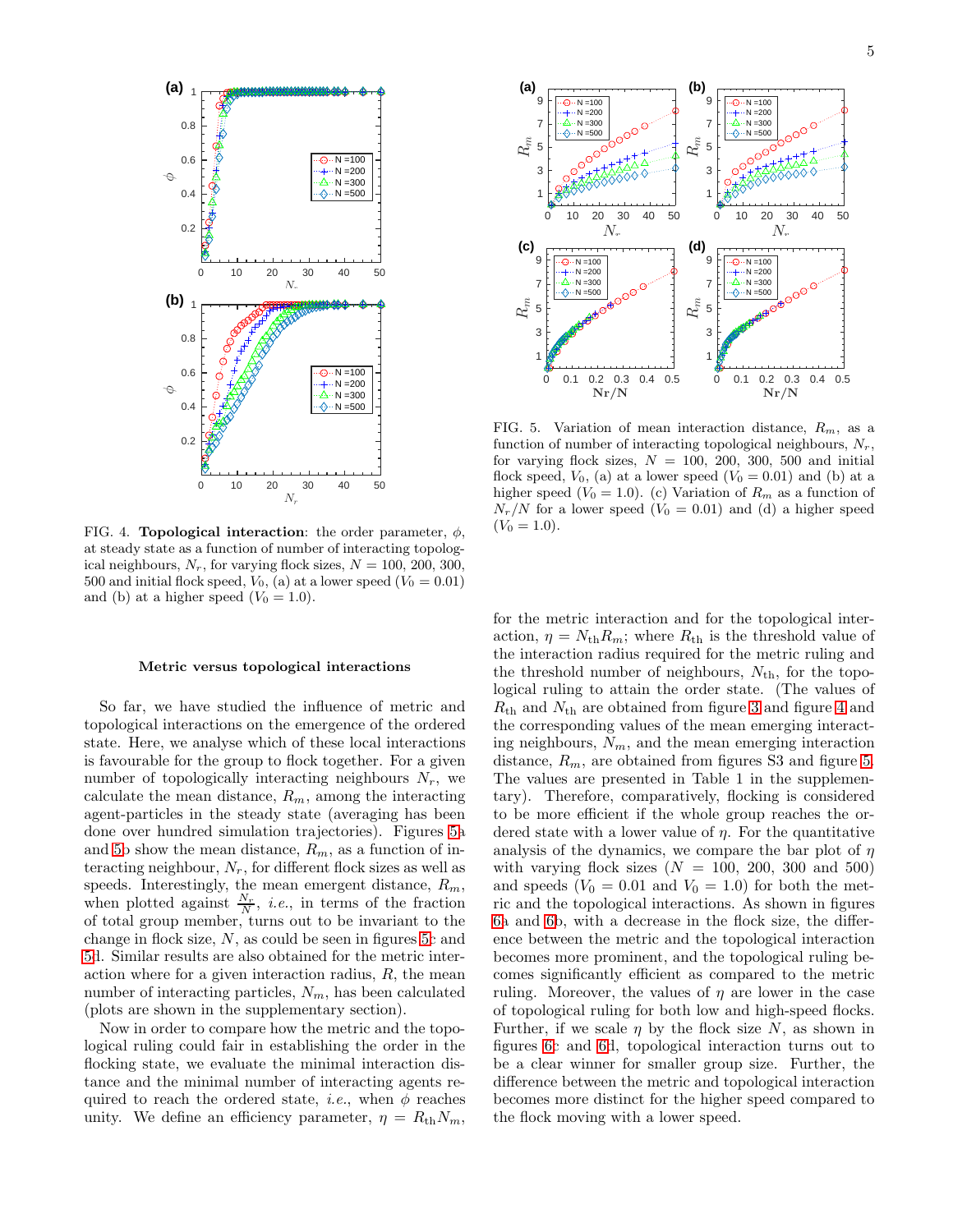FIG. 4. **Topological interaction**: the order parameter, $\phi$, at steady state as a function of number of interacting topological neighbours, $N_r$, for varying flock sizes, $N$ = 100, 200, 300, 500 and initial flock speed, $V_0$, (a) at a lower speed ($V_0 = 0.01$) and (b) at a higher speed ($V_0 = 1.0$).

FIG. 5. Variation of mean interaction distance, $R_m$, as a function of number of interacting topological neighbours, $N_r$, for varying flock sizes, $N$ = 100, 200, 300, 500 and initial flock speed, $V_0$, (a) at a lower speed ($V_0 = 0.01$) and (b) at a higher speed ($V_0 = 1.0$). (c) Variation of $R_m$ as a function of $N_r/N$ for a lower speed ($V_0 = 0.01$) and (d) a higher speed ($V_0 = 1.0$).

### Metric versus topological interactions

So far, we have studied the influence of metric and topological interactions on the emergence of the ordered state. Here, we analyse which of these local interactions is favourable for the group to flock together. For a given number of topologically interacting neighbours $N_r$, we calculate the mean distance, $R_m$, among the interacting agent-particles in the steady state (averaging has been done over hundred simulation trajectories). Figures 5a and 5b show the mean distance, $R_m$, as a function of interacting neighbour, $N_r$, for different flock sizes as well as speeds. Interestingly, the mean emergent distance, $R_m$, when plotted against $\frac{N_r}{N}$, *i.e.*, in terms of the fraction of total group member, turns out to be invariant to the change in flock size, $N$, as could be seen in figures 5c and 5d. Similar results are also obtained for the metric interaction where for a given interaction radius, $R$, the mean number of interacting particles, $N_m$, has been calculated (plots are shown in the supplementary section).

Now in order to compare how the metric and the topological ruling could fair in establishing the order in the flocking state, we evaluate the minimal interaction distance and the minimal number of interacting agents required to reach the ordered state, *i.e.*, when $\phi$ reaches unity. We define an efficiency parameter, $\eta = R_{\rm th}N_m$, for the metric interaction and for the topological interaction, $\eta = N_{\rm th}R_m$; where $R_{\rm th}$ is the threshold value of the interaction radius required for the metric ruling and the threshold number of neighbours, $N_{\rm th}$, for the topological ruling to attain the order state. (The values of $R_{\rm th}$ and $N_{\rm th}$ are obtained from figure 3 and figure 4 and the corresponding values of the mean emerging interacting neighbours, $N_m$, and the mean emerging interaction distance, $R_m$, are obtained from figures S3 and figure 5. The values are presented in Table 1 in the supplementary). Therefore, comparatively, flocking is considered to be more efficient if the whole group reaches the ordered state with a lower value of $\eta$. For the quantitative analysis of the dynamics, we compare the bar plot of $\eta$ with varying flock sizes ($N$ = 100, 200, 300 and 500) and speeds ($V_0 = 0.01$ and $V_0 = 1.0$) for both the metric and the topological interactions. As shown in figures 6a and 6b, with a decrease in the flock size, the difference between the metric and the topological interaction becomes more prominent, and the topological ruling becomes significantly efficient as compared to the metric ruling. Moreover, the values of $\eta$ are lower in the case of topological ruling for both low and high-speed flocks. Further, if we scale $\eta$ by the flock size $N$, as shown in figures 6c and 6d, topological interaction turns out to be a clear winner for smaller group size. Further, the difference between the metric and topological interaction becomes more distinct for the higher speed compared to the flock moving with a lower speed.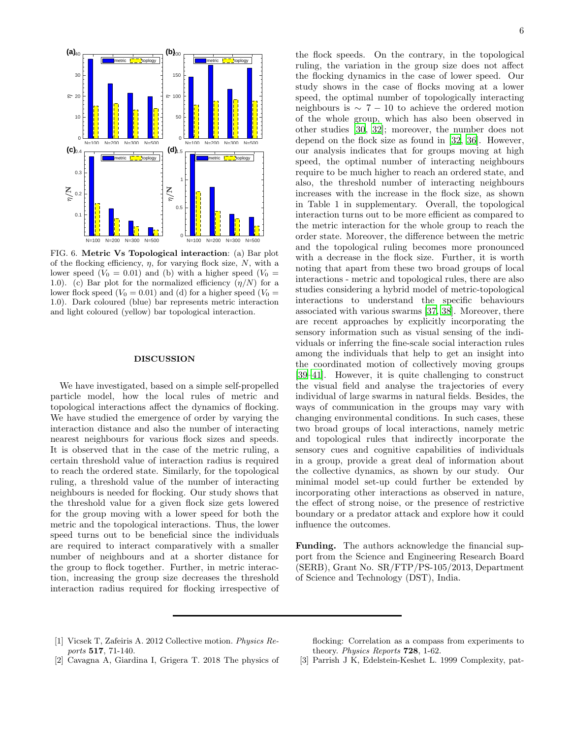FIG. 6. **Metric Vs Topological interaction**: (a) Bar plot of the flocking efficiency, $\eta$, for varying flock size, $N$, with a lower speed ($V_0 = 0.01$) and (b) with a higher speed ($V_0 = 1.0$). (c) Bar plot for the normalized efficiency ($\eta/N$) for a lower flock speed ($V_0 = 0.01$) and (d) for a higher speed ($V_0 = 1.0$). Dark coloured (blue) bar represents metric interaction and light coloured (yellow) bar topological interaction.

## DISCUSSION

We have investigated, based on a simple self-propelled particle model, how the local rules of metric and topological interactions affect the dynamics of flocking. We have studied the emergence of order by varying the interaction distance and also the number of interacting nearest neighbours for various flock sizes and speeds. It is observed that in the case of the metric ruling, a certain threshold value of interaction radius is required to reach the ordered state. Similarly, for the topological ruling, a threshold value of the number of interacting neighbours is needed for flocking. Our study shows that the threshold value for a given flock size gets lowered for the group moving with a lower speed for both the metric and the topological interactions. Thus, the lower speed turns out to be beneficial since the individuals are required to interact comparatively with a smaller number of neighbours and at a shorter distance for the group to flock together. Further, in metric interaction, increasing the group size decreases the threshold interaction radius required for flocking irrespective of the flock speeds. On the contrary, in the topological ruling, the variation in the group size does not affect the flocking dynamics in the case of lower speed. Our study shows in the case of flocks moving at a lower speed, the optimal number of topologically interacting neighbours is $\sim 7 - 10$ to achieve the ordered motion of the whole group, which has also been observed in other studies [30, 32]; moreover, the number does not depend on the flock size as found in [32, 36]. However, our analysis indicates that for groups moving at high speed, the optimal number of interacting neighbours require to be much higher to reach an ordered state, and also, the threshold number of interacting neighbours increases with the increase in the flock size, as shown in Table 1 in supplementary. Overall, the topological interaction turns out to be more efficient as compared to the metric interaction for the whole group to reach the order state. Moreover, the difference between the metric and the topological ruling becomes more pronounced with a decrease in the flock size. Further, it is worth noting that apart from these two broad groups of local interactions - metric and topological rules, there are also studies considering a hybrid model of metric-topological interactions to understand the specific behaviours associated with various swarms [37, 38]. Moreover, there are recent approaches by explicitly incorporating the sensory information such as visual sensing of the individuals or inferring the fine-scale social interaction rules among the individuals that help to get an insight into the coordinated motion of collectively moving groups [39–41]. However, it is quite challenging to construct the visual field and analyse the trajectories of every individual of large swarms in natural fields. Besides, the ways of communication in the groups may vary with changing environmental conditions. In such cases, these two broad groups of local interactions, namely metric and topological rules that indirectly incorporate the sensory cues and cognitive capabilities of individuals in a group, provide a great deal of information about the collective dynamics, as shown by our study. Our minimal model set-up could further be extended by incorporating other interactions as observed in nature, the effect of strong noise, or the presence of restrictive boundary or a predator attack and explore how it could influence the outcomes.

**Funding.** The authors acknowledge the financial support from the Science and Engineering Research Board (SERB), Grant No. SR/FTP/PS-105/2013, Department of Science and Technology (DST), India.

---

[1] Vicsek T, Zafeiris A. 2012 Collective motion. *Physics Reports* **517**, 71-140.

[2] Cavagna A, Giardina I, Grigera T. 2018 The physics of flocking: Correlation as a compass from experiments to theory. *Physics Reports* **728**, 1-62.

[3] Parrish J K, Edelstein-Keshet L. 1999 Complexity, pat-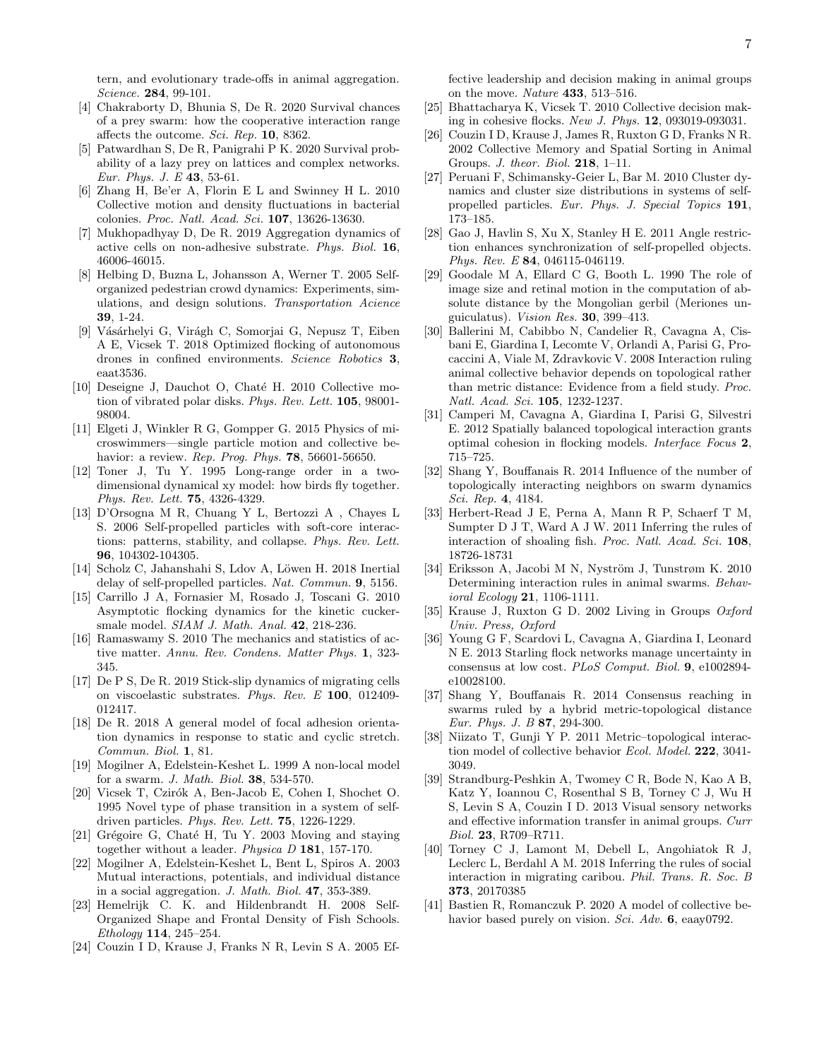tern, and evolutionary trade-offs in animal aggregation. *Science.* **284**, 99-101.

[4] Chakraborty D, Bhunia S, De R. 2020 Survival chances of a prey swarm: how the cooperative interaction range affects the outcome. *Sci. Rep.* **10**, 8362.

[5] Patwardhan S, De R, Panigrahi P K. 2020 Survival probability of a lazy prey on lattices and complex networks. *Eur. Phys. J. E* **43**, 53-61.

[6] Zhang H, Be'er A, Florin E L and Swinney H L. 2010 Collective motion and density fluctuations in bacterial colonies. *Proc. Natl. Acad. Sci.* **107**, 13626-13630.

[7] Mukhopadhyay D, De R. 2019 Aggregation dynamics of active cells on non-adhesive substrate. *Phys. Biol.* **16**, 46006-46015.

[8] Helbing D, Buzna L, Johansson A, Werner T. 2005 Self-organized pedestrian crowd dynamics: Experiments, simulations, and design solutions. *Transportation Acience* **39**, 1-24.

[9] Vásárhelyi G, Virágh C, Somorjai G, Nepusz T, Eiben A E, Vicsek T. 2018 Optimized flocking of autonomous drones in confined environments. *Science Robotics* **3**, eaat3536.

[10] Deseigne J, Dauchot O, Chaté H. 2010 Collective motion of vibrated polar disks. *Phys. Rev. Lett.* **105**, 98001-98004.

[11] Elgeti J, Winkler R G, Gompper G. 2015 Physics of microswimmers—single particle motion and collective behavior: a review. *Rep. Prog. Phys.* **78**, 56601-56650.

[12] Toner J, Tu Y. 1995 Long-range order in a two-dimensional dynamical xy model: how birds fly together. *Phys. Rev. Lett.* **75**, 4326-4329.

[13] D'Orsogna M R, Chuang Y L, Bertozzi A , Chayes L S. 2006 Self-propelled particles with soft-core interactions: patterns, stability, and collapse. *Phys. Rev. Lett.* **96**, 104302-104305.

[14] Scholz C, Jahanshahi S, Ldov A, Löwen H. 2018 Inertial delay of self-propelled particles. *Nat. Commun.* **9**, 5156.

[15] Carrillo J A, Fornasier M, Rosado J, Toscani G. 2010 Asymptotic flocking dynamics for the kinetic cucker-smale model. *SIAM J. Math. Anal.* **42**, 218-236.

[16] Ramaswamy S. 2010 The mechanics and statistics of active matter. *Annu. Rev. Condens. Matter Phys.* **1**, 323-345.

[17] De P S, De R. 2019 Stick-slip dynamics of migrating cells on viscoelastic substrates. *Phys. Rev. E* **100**, 012409-012417.

[18] De R. 2018 A general model of focal adhesion orientation dynamics in response to static and cyclic stretch. *Commun. Biol.* **1**, 81.

[19] Mogilner A, Edelstein-Keshet L. 1999 A non-local model for a swarm. *J. Math. Biol.* **38**, 534-570.

[20] Vicsek T, Czirók A, Ben-Jacob E, Cohen I, Shochet O. 1995 Novel type of phase transition in a system of self-driven particles. *Phys. Rev. Lett.* **75**, 1226-1229.

[21] Grégoire G, Chaté H, Tu Y. 2003 Moving and staying together without a leader. *Physica D* **181**, 157-170.

[22] Mogilner A, Edelstein-Keshet L, Bent L, Spiros A. 2003 Mutual interactions, potentials, and individual distance in a social aggregation. *J. Math. Biol.* **47**, 353-389.

[23] Hemelrijk C. K. and Hildenbrandt H. 2008 Self-Organized Shape and Frontal Density of Fish Schools. *Ethology* **114**, 245–254.

[24] Couzin I D, Krause J, Franks N R, Levin S A. 2005 Effective leadership and decision making in animal groups on the move. *Nature* **433**, 513–516.

[25] Bhattacharya K, Vicsek T. 2010 Collective decision making in cohesive flocks. *New J. Phys.* **12**, 093019-093031.

[26] Couzin I D, Krause J, James R, Ruxton G D, Franks N R. 2002 Collective Memory and Spatial Sorting in Animal Groups. *J. theor. Biol.* **218**, 1–11.

[27] Peruani F, Schimansky-Geier L, Bar M. 2010 Cluster dynamics and cluster size distributions in systems of self-propelled particles. *Eur. Phys. J. Special Topics* **191**, 173–185.

[28] Gao J, Havlin S, Xu X, Stanley H E. 2011 Angle restriction enhances synchronization of self-propelled objects. *Phys. Rev. E* **84**, 046115-046119.

[29] Goodale M A, Ellard C G, Booth L. 1990 The role of image size and retinal motion in the computation of absolute distance by the Mongolian gerbil (Meriones unguiculatus). *Vision Res.* **30**, 399–413.

[30] Ballerini M, Cabibbo N, Candelier R, Cavagna A, Cisbani E, Giardina I, Lecomte V, Orlandi A, Parisi G, Procaccini A, Viale M, Zdravkovic V. 2008 Interaction ruling animal collective behavior depends on topological rather than metric distance: Evidence from a field study. *Proc. Natl. Acad. Sci.* **105**, 1232-1237.

[31] Camperi M, Cavagna A, Giardina I, Parisi G, Silvestri E. 2012 Spatially balanced topological interaction grants optimal cohesion in flocking models. *Interface Focus* **2**, 715–725.

[32] Shang Y, Bouffanais R. 2014 Influence of the number of topologically interacting neighbors on swarm dynamics *Sci. Rep.* **4**, 4184.

[33] Herbert-Read J E, Perna A, Mann R P, Schaerf T M, Sumpter D J T, Ward A J W. 2011 Inferring the rules of interaction of shoaling fish. *Proc. Natl. Acad. Sci.* **108**, 18726-18731

[34] Eriksson A, Jacobi M N, Nyström J, Tunstrøm K. 2010 Determining interaction rules in animal swarms. *Behavioral Ecology* **21**, 1106-1111.

[35] Krause J, Ruxton G D. 2002 Living in Groups *Oxford Univ. Press, Oxford*

[36] Young G F, Scardovi L, Cavagna A, Giardina I, Leonard N E. 2013 Starling flock networks manage uncertainty in consensus at low cost. *PLoS Comput. Biol.* **9**, e1002894-e10028100.

[37] Shang Y, Bouffanais R. 2014 Consensus reaching in swarms ruled by a hybrid metric-topological distance *Eur. Phys. J. B* **87**, 294-300.

[38] Niizato T, Gunji Y P. 2011 Metric–topological interaction model of collective behavior *Ecol. Model.* **222**, 3041-3049.

[39] Strandburg-Peshkin A, Twomey C R, Bode N, Kao A B, Katz Y, Ioannou C, Rosenthal S B, Torney C J, Wu H S, Levin S A, Couzin I D. 2013 Visual sensory networks and effective information transfer in animal groups. *Curr Biol.* **23**, R709–R711.

[40] Torney C J, Lamont M, Debell L, Angohiatok R J, Leclerc L, Berdahl A M. 2018 Inferring the rules of social interaction in migrating caribou. *Phil. Trans. R. Soc. B* **373**, 20170385

[41] Bastien R, Romanczuk P. 2020 A model of collective behavior based purely on vision. *Sci. Adv.* **6**, eaay0792.